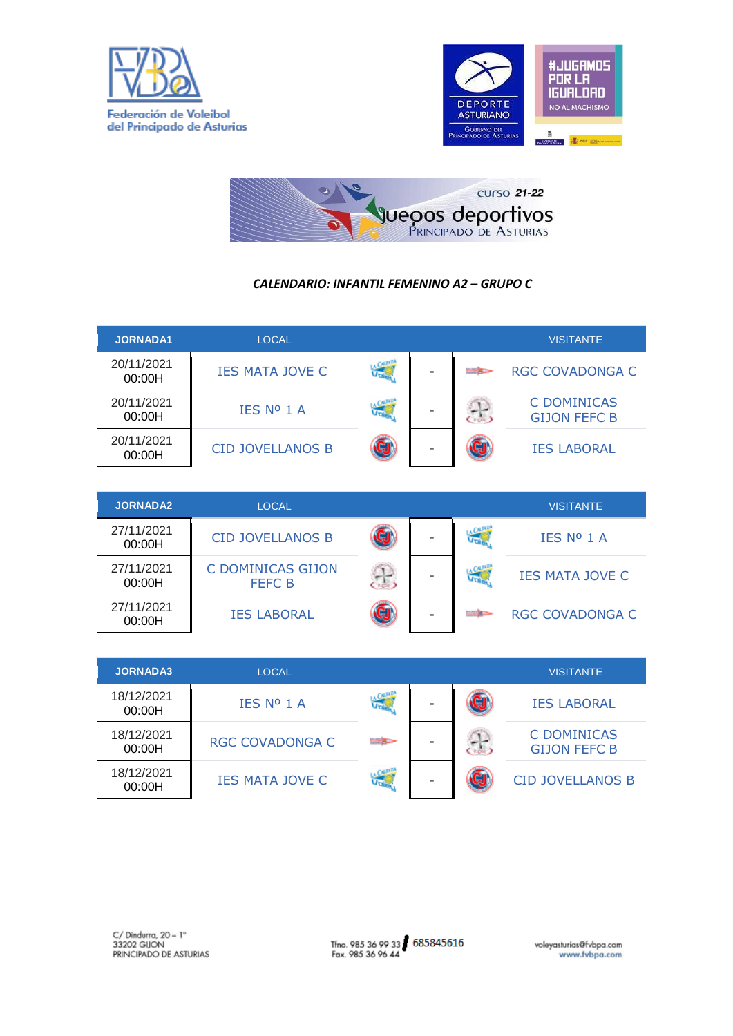Federación de Voleibol del Principado de Asturias

DEPORTE ASTURIANO — Gobierno del Principado de Asturias

#JUGAMOS POR LA IGUALDAD — NO AL MACHISMO

curso 21-22 — Juegos deportivos — Principado de Asturias

### *CALENDARIO: INFANTIL FEMENINO A2 – GRUPO C*

| JORNADA1 | LOCAL | | VISITANTE |
|---|---|---|---|
| 20/11/2021 00:00H | IES MATA JOVE C | - | RGC COVADONGA C |
| 20/11/2021 00:00H | IES Nº 1 A | - | C DOMINICAS GIJON FEFC B |
| 20/11/2021 00:00H | CID JOVELLANOS B | - | IES LABORAL |

| JORNADA2 | LOCAL | | VISITANTE |
|---|---|---|---|
| 27/11/2021 00:00H | CID JOVELLANOS B | - | IES Nº 1 A |
| 27/11/2021 00:00H | C DOMINICAS GIJON FEFC B | - | IES MATA JOVE C |
| 27/11/2021 00:00H | IES LABORAL | - | RGC COVADONGA C |

| JORNADA3 | LOCAL | | VISITANTE |
|---|---|---|---|
| 18/12/2021 00:00H | IES Nº 1 A | - | IES LABORAL |
| 18/12/2021 00:00H | RGC COVADONGA C | - | C DOMINICAS GIJON FEFC B |
| 18/12/2021 00:00H | IES MATA JOVE C | - | CID JOVELLANOS B |

C/ Dindurra, 20 – 1º
33202 GIJON
PRINCIPADO DE ASTURIAS

Tfno. 985 36 99 33 / 685845616
Fax. 985 36 96 44

voleyasturias@fvbpa.com
www.fvbpa.com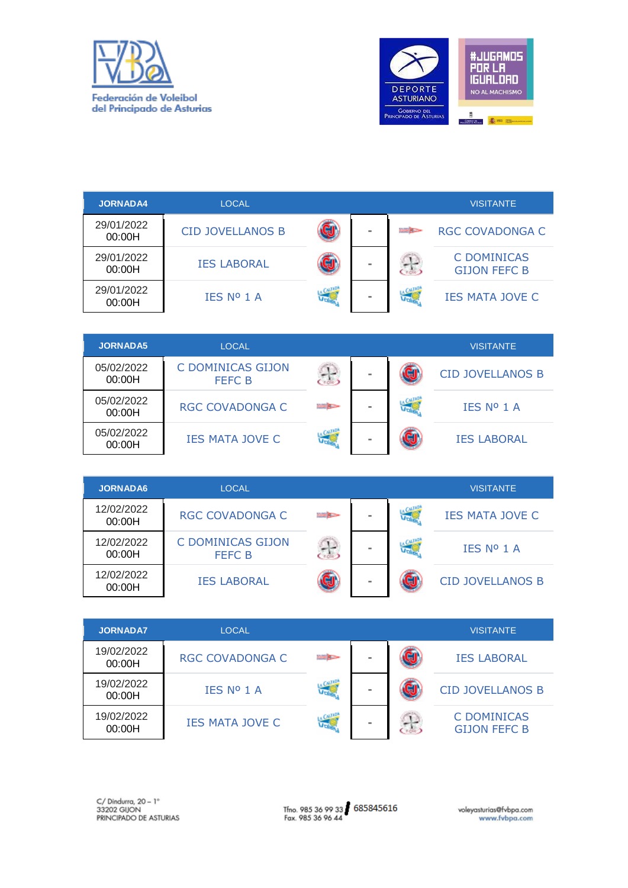| JORNADA4 | LOCAL | | VISITANTE |
|---|---|---|---|
| 29/01/2022 00:00H | CID JOVELLANOS B | - | RGC COVADONGA C |
| 29/01/2022 00:00H | IES LABORAL | - | C DOMINICAS GIJON FEFC B |
| 29/01/2022 00:00H | IES Nº 1 A | - | IES MATA JOVE C |

| JORNADA5 | LOCAL | | VISITANTE |
|---|---|---|---|
| 05/02/2022 00:00H | C DOMINICAS GIJON FEFC B | - | CID JOVELLANOS B |
| 05/02/2022 00:00H | RGC COVADONGA C | - | IES Nº 1 A |
| 05/02/2022 00:00H | IES MATA JOVE C | - | IES LABORAL |

| JORNADA6 | LOCAL | | VISITANTE |
|---|---|---|---|
| 12/02/2022 00:00H | RGC COVADONGA C | - | IES MATA JOVE C |
| 12/02/2022 00:00H | C DOMINICAS GIJON FEFC B | - | IES Nº 1 A |
| 12/02/2022 00:00H | IES LABORAL | - | CID JOVELLANOS B |

| JORNADA7 | LOCAL | | VISITANTE |
|---|---|---|---|
| 19/02/2022 00:00H | RGC COVADONGA C | - | IES LABORAL |
| 19/02/2022 00:00H | IES Nº 1 A | - | CID JOVELLANOS B |
| 19/02/2022 00:00H | IES MATA JOVE C | - | C DOMINICAS GIJON FEFC B |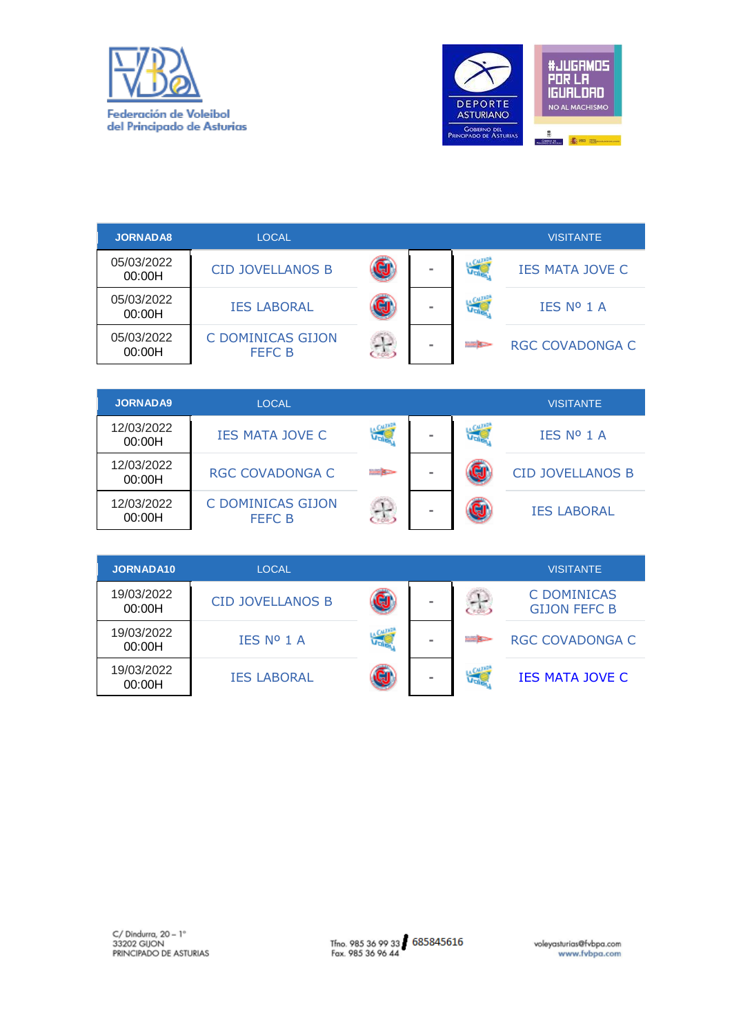| JORNADA8 | LOCAL | | | VISITANTE |
| --- | --- | --- | --- | --- |
| 05/03/2022 00:00H | CID JOVELLANOS B | - | | IES MATA JOVE C |
| 05/03/2022 00:00H | IES LABORAL | - | | IES Nº 1 A |
| 05/03/2022 00:00H | C DOMINICAS GIJON FEFC B | - | | RGC COVADONGA C |

| JORNADA9 | LOCAL | | | VISITANTE |
| --- | --- | --- | --- | --- |
| 12/03/2022 00:00H | IES MATA JOVE C | - | | IES Nº 1 A |
| 12/03/2022 00:00H | RGC COVADONGA C | - | | CID JOVELLANOS B |
| 12/03/2022 00:00H | C DOMINICAS GIJON FEFC B | - | | IES LABORAL |

| JORNADA10 | LOCAL | | | VISITANTE |
| --- | --- | --- | --- | --- |
| 19/03/2022 00:00H | CID JOVELLANOS B | - | | C DOMINICAS GIJON FEFC B |
| 19/03/2022 00:00H | IES Nº 1 A | - | | RGC COVADONGA C |
| 19/03/2022 00:00H | IES LABORAL | - | | IES MATA JOVE C |